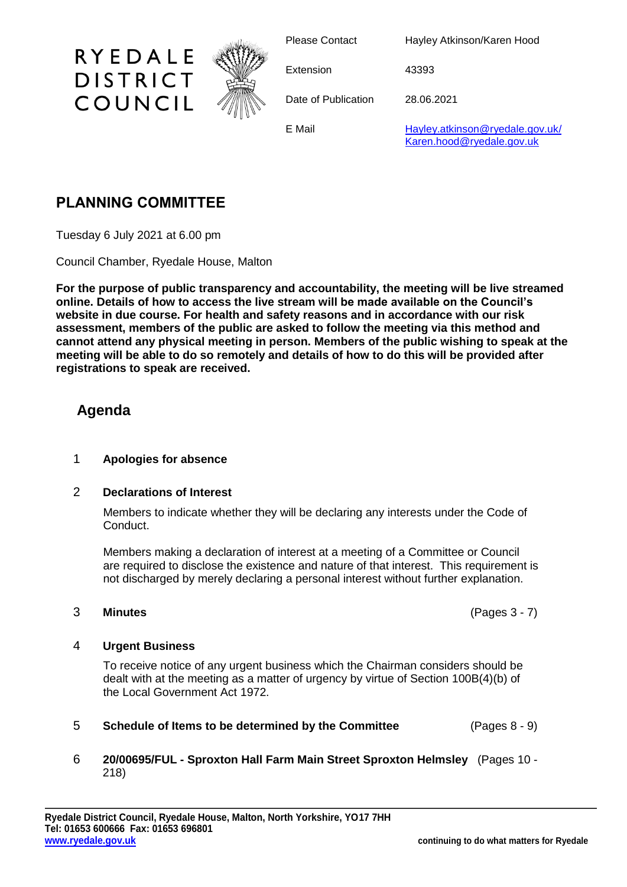RYEDALE DISTRICT COUNCIL

| | |
|---|---|
| Please Contact | Hayley Atkinson/Karen Hood |
| Extension | 43393 |
| Date of Publication | 28.06.2021 |
| E Mail | Hayley.atkinson@ryedale.gov.uk/ Karen.hood@ryedale.gov.uk |

# PLANNING COMMITTEE

Tuesday 6 July 2021 at 6.00 pm

Council Chamber, Ryedale House, Malton

**For the purpose of public transparency and accountability, the meeting will be live streamed online. Details of how to access the live stream will be made available on the Council's website in due course. For health and safety reasons and in accordance with our risk assessment, members of the public are asked to follow the meeting via this method and cannot attend any physical meeting in person. Members of the public wishing to speak at the meeting will be able to do so remotely and details of how to do this will be provided after registrations to speak are received.**

## Agenda

1 **Apologies for absence**

2 **Declarations of Interest**

Members to indicate whether they will be declaring any interests under the Code of Conduct.

Members making a declaration of interest at a meeting of a Committee or Council are required to disclose the existence and nature of that interest. This requirement is not discharged by merely declaring a personal interest without further explanation.

3 **Minutes** (Pages 3 - 7)

4 **Urgent Business**

To receive notice of any urgent business which the Chairman considers should be dealt with at the meeting as a matter of urgency by virtue of Section 100B(4)(b) of the Local Government Act 1972.

5 **Schedule of Items to be determined by the Committee** (Pages 8 - 9)

6 **20/00695/FUL - Sproxton Hall Farm Main Street Sproxton Helmsley** (Pages 10 - 218)

**Ryedale District Council, Ryedale House, Malton, North Yorkshire, YO17 7HH**
**Tel: 01653 600666 Fax: 01653 696801**
**www.ryedale.gov.uk**

**continuing to do what matters for Ryedale**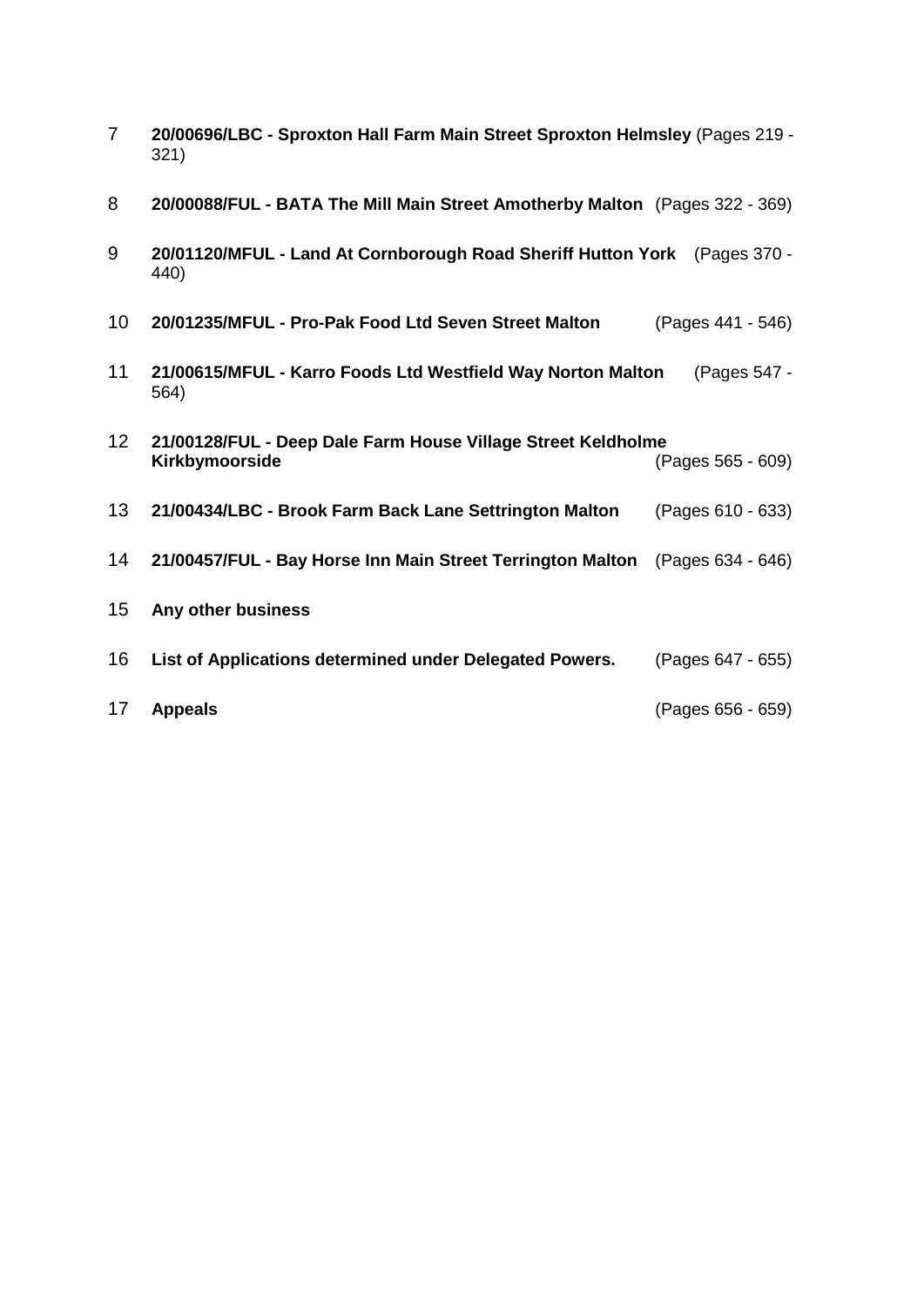7 **20/00696/LBC - Sproxton Hall Farm Main Street Sproxton Helmsley** (Pages 219 - 321)

8 **20/00088/FUL - BATA The Mill Main Street Amotherby Malton** (Pages 322 - 369)

9 **20/01120/MFUL - Land At Cornborough Road Sheriff Hutton York** (Pages 370 - 440)

10 **20/01235/MFUL - Pro-Pak Food Ltd Seven Street Malton** (Pages 441 - 546)

11 **21/00615/MFUL - Karro Foods Ltd Westfield Way Norton Malton** (Pages 547 - 564)

12 **21/00128/FUL - Deep Dale Farm House Village Street Keldholme Kirkbymoorside** (Pages 565 - 609)

13 **21/00434/LBC - Brook Farm Back Lane Settrington Malton** (Pages 610 - 633)

14 **21/00457/FUL - Bay Horse Inn Main Street Terrington Malton** (Pages 634 - 646)

15 **Any other business**

16 **List of Applications determined under Delegated Powers.** (Pages 647 - 655)

17 **Appeals** (Pages 656 - 659)